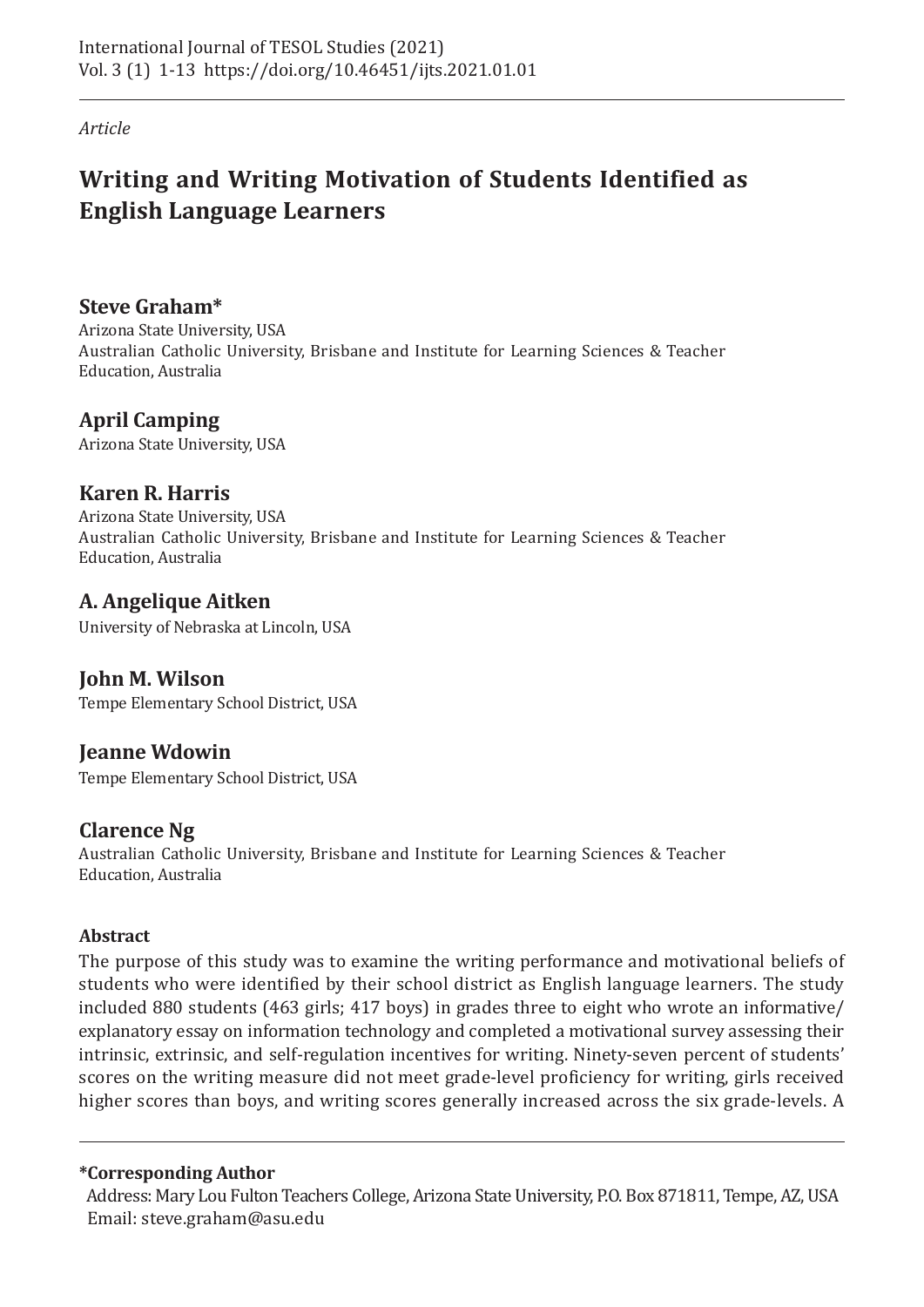*Article*

# Writing and Writing Motivation of Students Identified as English Language Learners

**Steve Graham***
Arizona State University, USA
Australian Catholic University, Brisbane and Institute for Learning Sciences & Teacher Education, Australia

**April Camping**
Arizona State University, USA

**Karen R. Harris**
Arizona State University, USA
Australian Catholic University, Brisbane and Institute for Learning Sciences & Teacher Education, Australia

**A. Angelique Aitken**
University of Nebraska at Lincoln, USA

**John M. Wilson**
Tempe Elementary School District, USA

**Jeanne Wdowin**
Tempe Elementary School District, USA

**Clarence Ng**
Australian Catholic University, Brisbane and Institute for Learning Sciences & Teacher Education, Australia

**Abstract**

The purpose of this study was to examine the writing performance and motivational beliefs of students who were identified by their school district as English language learners. The study included 880 students (463 girls; 417 boys) in grades three to eight who wrote an informative/explanatory essay on information technology and completed a motivational survey assessing their intrinsic, extrinsic, and self-regulation incentives for writing. Ninety-seven percent of students' scores on the writing measure did not meet grade-level proficiency for writing, girls received higher scores than boys, and writing scores generally increased across the six grade-levels. A

**\*Corresponding Author**
Address: Mary Lou Fulton Teachers College, Arizona State University, P.O. Box 871811, Tempe, AZ, USA
Email: steve.graham@asu.edu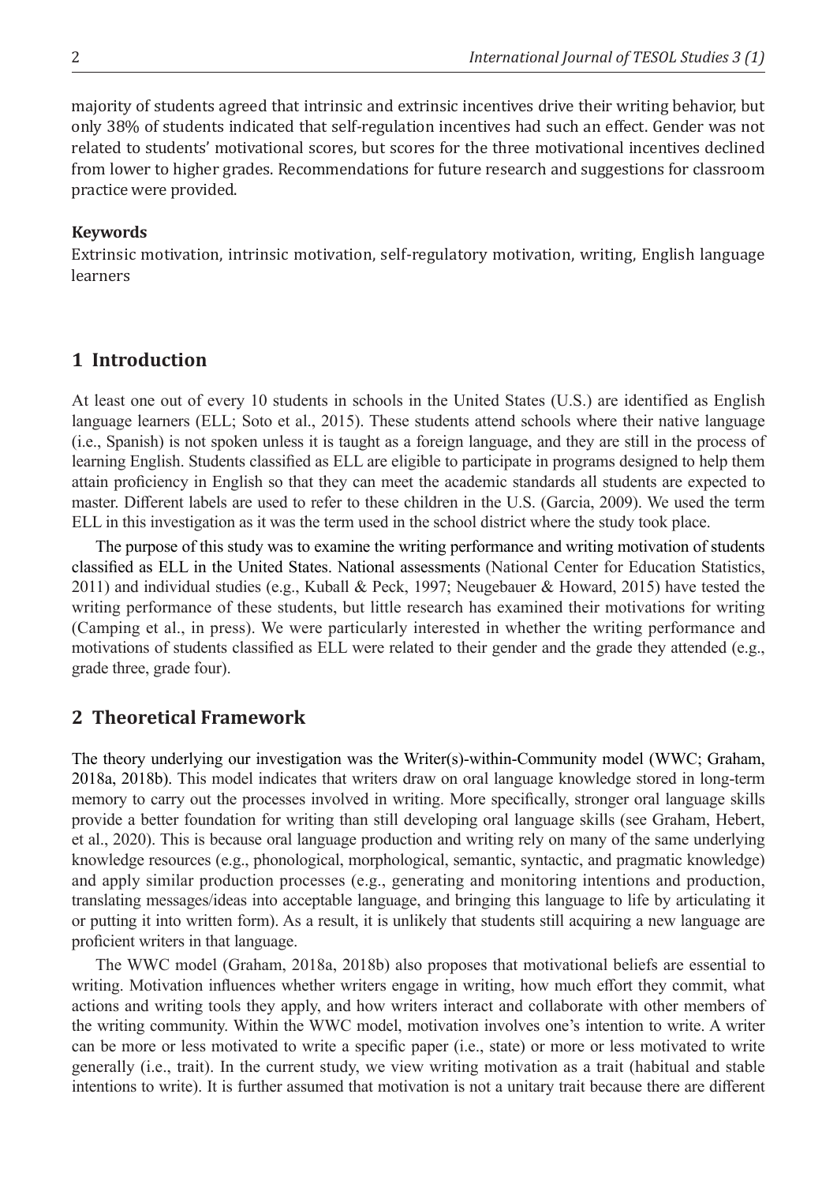majority of students agreed that intrinsic and extrinsic incentives drive their writing behavior, but only 38% of students indicated that self-regulation incentives had such an effect. Gender was not related to students' motivational scores, but scores for the three motivational incentives declined from lower to higher grades. Recommendations for future research and suggestions for classroom practice were provided.

**Keywords**

Extrinsic motivation, intrinsic motivation, self-regulatory motivation, writing, English language learners

## 1 Introduction

At least one out of every 10 students in schools in the United States (U.S.) are identified as English language learners (ELL; Soto et al., 2015). These students attend schools where their native language (i.e., Spanish) is not spoken unless it is taught as a foreign language, and they are still in the process of learning English. Students classified as ELL are eligible to participate in programs designed to help them attain proficiency in English so that they can meet the academic standards all students are expected to master. Different labels are used to refer to these children in the U.S. (Garcia, 2009). We used the term ELL in this investigation as it was the term used in the school district where the study took place.

The purpose of this study was to examine the writing performance and writing motivation of students classified as ELL in the United States. National assessments (National Center for Education Statistics, 2011) and individual studies (e.g., Kuball & Peck, 1997; Neugebauer & Howard, 2015) have tested the writing performance of these students, but little research has examined their motivations for writing (Camping et al., in press). We were particularly interested in whether the writing performance and motivations of students classified as ELL were related to their gender and the grade they attended (e.g., grade three, grade four).

## 2 Theoretical Framework

The theory underlying our investigation was the Writer(s)-within-Community model (WWC; Graham, 2018a, 2018b). This model indicates that writers draw on oral language knowledge stored in long-term memory to carry out the processes involved in writing. More specifically, stronger oral language skills provide a better foundation for writing than still developing oral language skills (see Graham, Hebert, et al., 2020). This is because oral language production and writing rely on many of the same underlying knowledge resources (e.g., phonological, morphological, semantic, syntactic, and pragmatic knowledge) and apply similar production processes (e.g., generating and monitoring intentions and production, translating messages/ideas into acceptable language, and bringing this language to life by articulating it or putting it into written form). As a result, it is unlikely that students still acquiring a new language are proficient writers in that language.

The WWC model (Graham, 2018a, 2018b) also proposes that motivational beliefs are essential to writing. Motivation influences whether writers engage in writing, how much effort they commit, what actions and writing tools they apply, and how writers interact and collaborate with other members of the writing community. Within the WWC model, motivation involves one's intention to write. A writer can be more or less motivated to write a specific paper (i.e., state) or more or less motivated to write generally (i.e., trait). In the current study, we view writing motivation as a trait (habitual and stable intentions to write). It is further assumed that motivation is not a unitary trait because there are different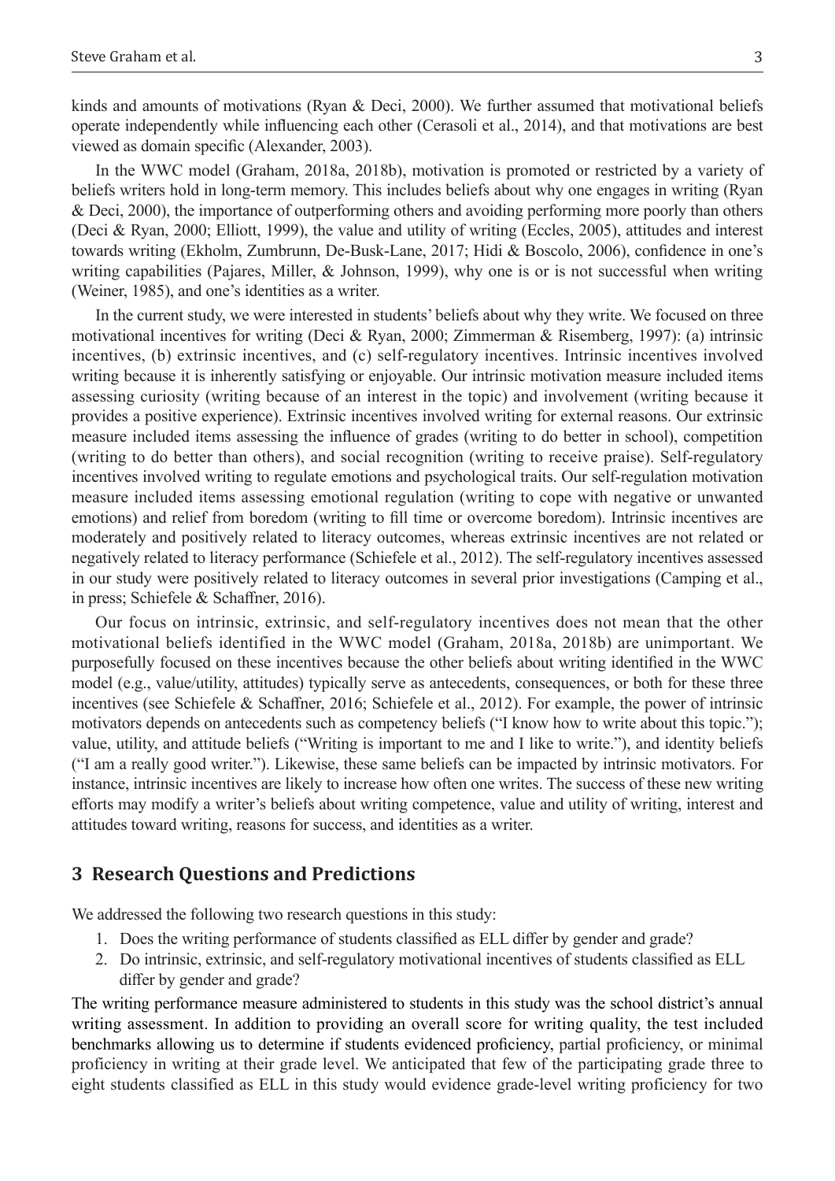kinds and amounts of motivations (Ryan & Deci, 2000). We further assumed that motivational beliefs operate independently while influencing each other (Cerasoli et al., 2014), and that motivations are best viewed as domain specific (Alexander, 2003).

In the WWC model (Graham, 2018a, 2018b), motivation is promoted or restricted by a variety of beliefs writers hold in long-term memory. This includes beliefs about why one engages in writing (Ryan & Deci, 2000), the importance of outperforming others and avoiding performing more poorly than others (Deci & Ryan, 2000; Elliott, 1999), the value and utility of writing (Eccles, 2005), attitudes and interest towards writing (Ekholm, Zumbrunn, De-Busk-Lane, 2017; Hidi & Boscolo, 2006), confidence in one's writing capabilities (Pajares, Miller, & Johnson, 1999), why one is or is not successful when writing (Weiner, 1985), and one's identities as a writer.

In the current study, we were interested in students' beliefs about why they write. We focused on three motivational incentives for writing (Deci & Ryan, 2000; Zimmerman & Risemberg, 1997): (a) intrinsic incentives, (b) extrinsic incentives, and (c) self-regulatory incentives. Intrinsic incentives involved writing because it is inherently satisfying or enjoyable. Our intrinsic motivation measure included items assessing curiosity (writing because of an interest in the topic) and involvement (writing because it provides a positive experience). Extrinsic incentives involved writing for external reasons. Our extrinsic measure included items assessing the influence of grades (writing to do better in school), competition (writing to do better than others), and social recognition (writing to receive praise). Self-regulatory incentives involved writing to regulate emotions and psychological traits. Our self-regulation motivation measure included items assessing emotional regulation (writing to cope with negative or unwanted emotions) and relief from boredom (writing to fill time or overcome boredom). Intrinsic incentives are moderately and positively related to literacy outcomes, whereas extrinsic incentives are not related or negatively related to literacy performance (Schiefele et al., 2012). The self-regulatory incentives assessed in our study were positively related to literacy outcomes in several prior investigations (Camping et al., in press; Schiefele & Schaffner, 2016).

Our focus on intrinsic, extrinsic, and self-regulatory incentives does not mean that the other motivational beliefs identified in the WWC model (Graham, 2018a, 2018b) are unimportant. We purposefully focused on these incentives because the other beliefs about writing identified in the WWC model (e.g., value/utility, attitudes) typically serve as antecedents, consequences, or both for these three incentives (see Schiefele & Schaffner, 2016; Schiefele et al., 2012). For example, the power of intrinsic motivators depends on antecedents such as competency beliefs ("I know how to write about this topic."); value, utility, and attitude beliefs ("Writing is important to me and I like to write."), and identity beliefs ("I am a really good writer."). Likewise, these same beliefs can be impacted by intrinsic motivators. For instance, intrinsic incentives are likely to increase how often one writes. The success of these new writing efforts may modify a writer's beliefs about writing competence, value and utility of writing, interest and attitudes toward writing, reasons for success, and identities as a writer.

## 3 Research Questions and Predictions

We addressed the following two research questions in this study:

1. Does the writing performance of students classified as ELL differ by gender and grade?
2. Do intrinsic, extrinsic, and self-regulatory motivational incentives of students classified as ELL differ by gender and grade?

The writing performance measure administered to students in this study was the school district's annual writing assessment. In addition to providing an overall score for writing quality, the test included benchmarks allowing us to determine if students evidenced proficiency, partial proficiency, or minimal proficiency in writing at their grade level. We anticipated that few of the participating grade three to eight students classified as ELL in this study would evidence grade-level writing proficiency for two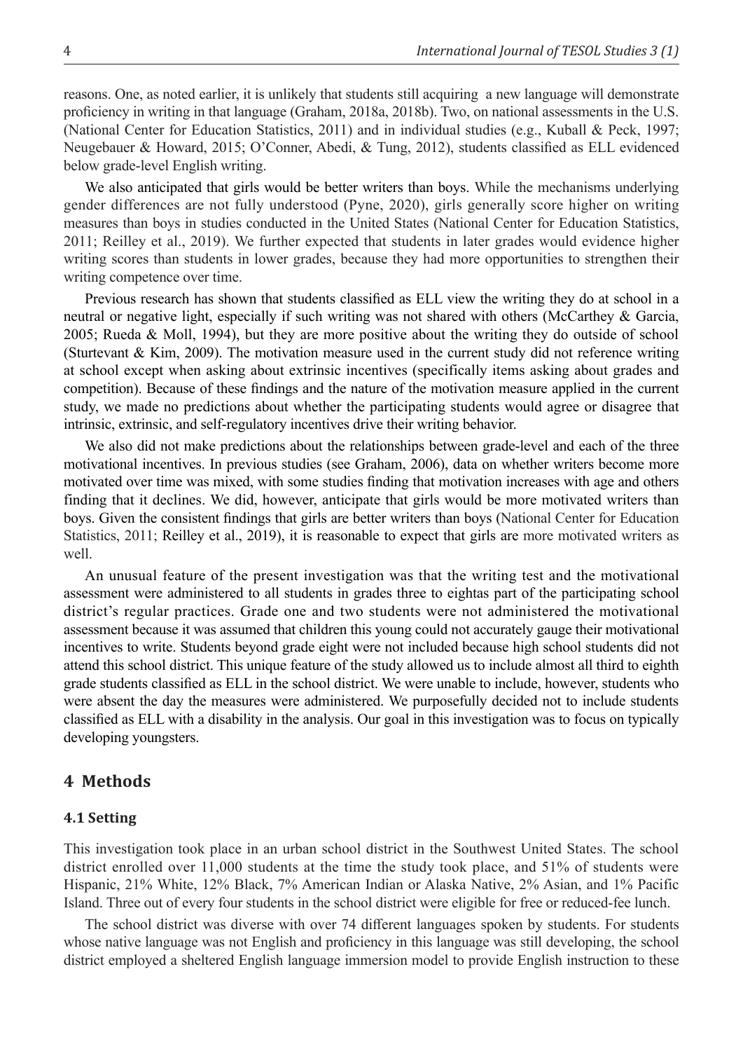reasons. One, as noted earlier, it is unlikely that students still acquiring a new language will demonstrate proficiency in writing in that language (Graham, 2018a, 2018b). Two, on national assessments in the U.S. (National Center for Education Statistics, 2011) and in individual studies (e.g., Kuball & Peck, 1997; Neugebauer & Howard, 2015; O'Conner, Abedi, & Tung, 2012), students classified as ELL evidenced below grade-level English writing.

We also anticipated that girls would be better writers than boys. While the mechanisms underlying gender differences are not fully understood (Pyne, 2020), girls generally score higher on writing measures than boys in studies conducted in the United States (National Center for Education Statistics, 2011; Reilley et al., 2019). We further expected that students in later grades would evidence higher writing scores than students in lower grades, because they had more opportunities to strengthen their writing competence over time.

Previous research has shown that students classified as ELL view the writing they do at school in a neutral or negative light, especially if such writing was not shared with others (McCarthey & Garcia, 2005; Rueda & Moll, 1994), but they are more positive about the writing they do outside of school (Sturtevant & Kim, 2009). The motivation measure used in the current study did not reference writing at school except when asking about extrinsic incentives (specifically items asking about grades and competition). Because of these findings and the nature of the motivation measure applied in the current study, we made no predictions about whether the participating students would agree or disagree that intrinsic, extrinsic, and self-regulatory incentives drive their writing behavior.

We also did not make predictions about the relationships between grade-level and each of the three motivational incentives. In previous studies (see Graham, 2006), data on whether writers become more motivated over time was mixed, with some studies finding that motivation increases with age and others finding that it declines. We did, however, anticipate that girls would be more motivated writers than boys. Given the consistent findings that girls are better writers than boys (National Center for Education Statistics, 2011; Reilley et al., 2019), it is reasonable to expect that girls are more motivated writers as well.

An unusual feature of the present investigation was that the writing test and the motivational assessment were administered to all students in grades three to eightas part of the participating school district's regular practices. Grade one and two students were not administered the motivational assessment because it was assumed that children this young could not accurately gauge their motivational incentives to write. Students beyond grade eight were not included because high school students did not attend this school district. This unique feature of the study allowed us to include almost all third to eighth grade students classified as ELL in the school district. We were unable to include, however, students who were absent the day the measures were administered. We purposefully decided not to include students classified as ELL with a disability in the analysis. Our goal in this investigation was to focus on typically developing youngsters.

## 4 Methods

### 4.1 Setting

This investigation took place in an urban school district in the Southwest United States. The school district enrolled over 11,000 students at the time the study took place, and 51% of students were Hispanic, 21% White, 12% Black, 7% American Indian or Alaska Native, 2% Asian, and 1% Pacific Island. Three out of every four students in the school district were eligible for free or reduced-fee lunch.

The school district was diverse with over 74 different languages spoken by students. For students whose native language was not English and proficiency in this language was still developing, the school district employed a sheltered English language immersion model to provide English instruction to these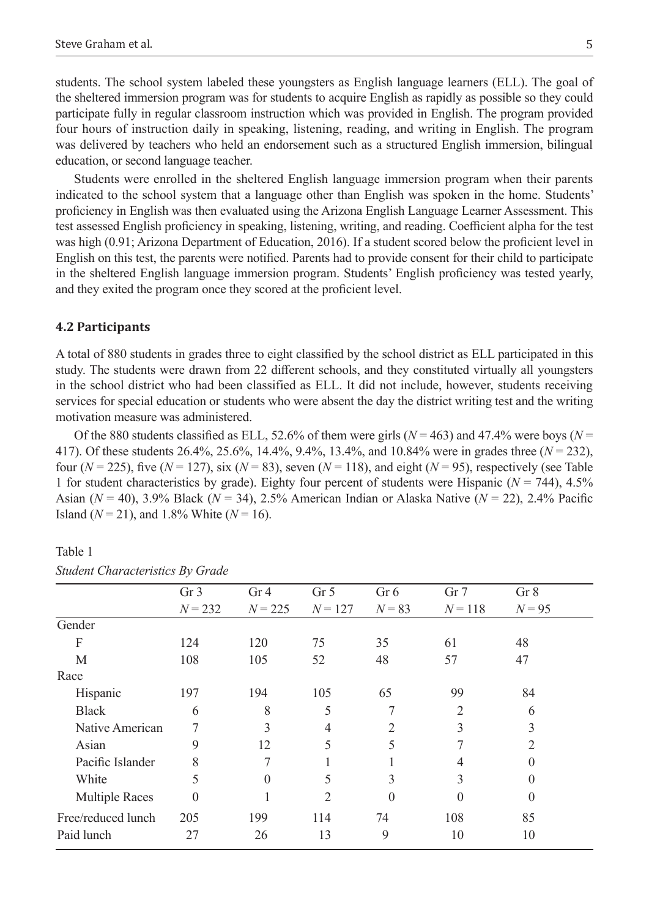students. The school system labeled these youngsters as English language learners (ELL). The goal of the sheltered immersion program was for students to acquire English as rapidly as possible so they could participate fully in regular classroom instruction which was provided in English. The program provided four hours of instruction daily in speaking, listening, reading, and writing in English. The program was delivered by teachers who held an endorsement such as a structured English immersion, bilingual education, or second language teacher.

Students were enrolled in the sheltered English language immersion program when their parents indicated to the school system that a language other than English was spoken in the home. Students' proficiency in English was then evaluated using the Arizona English Language Learner Assessment. This test assessed English proficiency in speaking, listening, writing, and reading. Coefficient alpha for the test was high (0.91; Arizona Department of Education, 2016). If a student scored below the proficient level in English on this test, the parents were notified. Parents had to provide consent for their child to participate in the sheltered English language immersion program. Students' English proficiency was tested yearly, and they exited the program once they scored at the proficient level.

### 4.2 Participants

A total of 880 students in grades three to eight classified by the school district as ELL participated in this study. The students were drawn from 22 different schools, and they constituted virtually all youngsters in the school district who had been classified as ELL. It did not include, however, students receiving services for special education or students who were absent the day the district writing test and the writing motivation measure was administered.

Of the 880 students classified as ELL, 52.6% of them were girls ($N = 463$) and 47.4% were boys ($N = 417$). Of these students 26.4%, 25.6%, 14.4%, 9.4%, 13.4%, and 10.84% were in grades three ($N = 232$), four ($N = 225$), five ($N = 127$), six ($N = 83$), seven ($N = 118$), and eight ($N = 95$), respectively (see Table 1 for student characteristics by grade). Eighty four percent of students were Hispanic ($N = 744$), 4.5% Asian ($N = 40$), 3.9% Black ($N = 34$), 2.5% American Indian or Alaska Native ($N = 22$), 2.4% Pacific Island ($N = 21$), and 1.8% White ($N = 16$).

Table 1

*Student Characteristics By Grade*

| | Gr 3 $N = 232$ | Gr 4 $N = 225$ | Gr 5 $N = 127$ | Gr 6 $N = 83$ | Gr 7 $N = 118$ | Gr 8 $N = 95$ |
|---|---|---|---|---|---|---|
| Gender | | | | | | |
| F | 124 | 120 | 75 | 35 | 61 | 48 |
| M | 108 | 105 | 52 | 48 | 57 | 47 |
| Race | | | | | | |
| Hispanic | 197 | 194 | 105 | 65 | 99 | 84 |
| Black | 6 | 8 | 5 | 7 | 2 | 6 |
| Native American | 7 | 3 | 4 | 2 | 3 | 3 |
| Asian | 9 | 12 | 5 | 5 | 7 | 2 |
| Pacific Islander | 8 | 7 | 1 | 1 | 4 | 0 |
| White | 5 | 0 | 5 | 3 | 3 | 0 |
| Multiple Races | 0 | 1 | 2 | 0 | 0 | 0 |
| Free/reduced lunch | 205 | 199 | 114 | 74 | 108 | 85 |
| Paid lunch | 27 | 26 | 13 | 9 | 10 | 10 |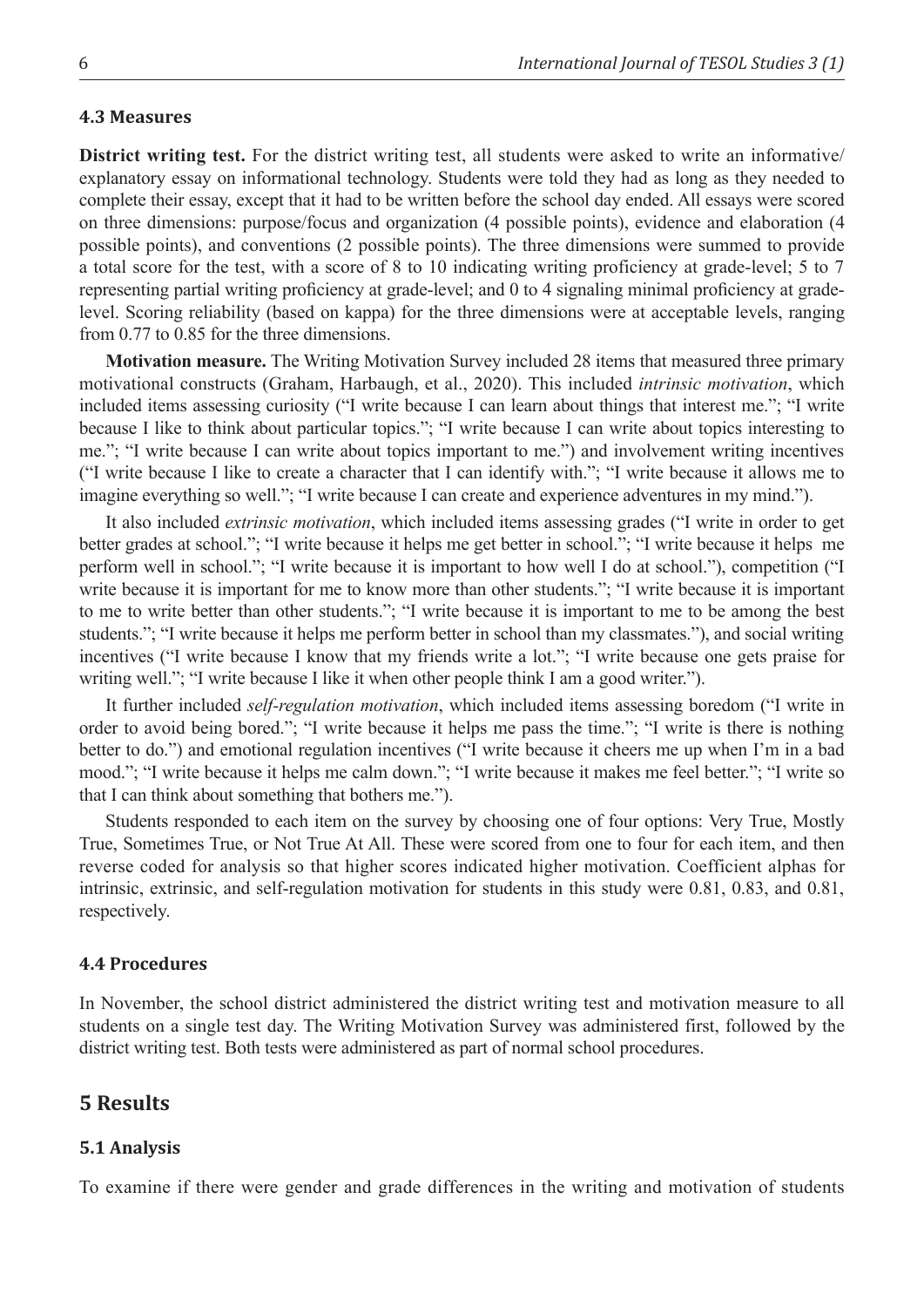### 4.3 Measures

**District writing test.** For the district writing test, all students were asked to write an informative/explanatory essay on informational technology. Students were told they had as long as they needed to complete their essay, except that it had to be written before the school day ended. All essays were scored on three dimensions: purpose/focus and organization (4 possible points), evidence and elaboration (4 possible points), and conventions (2 possible points). The three dimensions were summed to provide a total score for the test, with a score of 8 to 10 indicating writing proficiency at grade-level; 5 to 7 representing partial writing proficiency at grade-level; and 0 to 4 signaling minimal proficiency at grade-level. Scoring reliability (based on kappa) for the three dimensions were at acceptable levels, ranging from 0.77 to 0.85 for the three dimensions.

**Motivation measure.** The Writing Motivation Survey included 28 items that measured three primary motivational constructs (Graham, Harbaugh, et al., 2020). This included *intrinsic motivation*, which included items assessing curiosity ("I write because I can learn about things that interest me."; "I write because I like to think about particular topics."; "I write because I can write about topics interesting to me."; "I write because I can write about topics important to me.") and involvement writing incentives ("I write because I like to create a character that I can identify with."; "I write because it allows me to imagine everything so well."; "I write because I can create and experience adventures in my mind.").

It also included *extrinsic motivation*, which included items assessing grades ("I write in order to get better grades at school."; "I write because it helps me get better in school."; "I write because it helps me perform well in school."; "I write because it is important to how well I do at school."), competition ("I write because it is important for me to know more than other students."; "I write because it is important to me to write better than other students."; "I write because it is important to me to be among the best students."; "I write because it helps me perform better in school than my classmates."), and social writing incentives ("I write because I know that my friends write a lot."; "I write because one gets praise for writing well."; "I write because I like it when other people think I am a good writer.").

It further included *self-regulation motivation*, which included items assessing boredom ("I write in order to avoid being bored."; "I write because it helps me pass the time."; "I write is there is nothing better to do.") and emotional regulation incentives ("I write because it cheers me up when I'm in a bad mood."; "I write because it helps me calm down."; "I write because it makes me feel better."; "I write so that I can think about something that bothers me.").

Students responded to each item on the survey by choosing one of four options: Very True, Mostly True, Sometimes True, or Not True At All. These were scored from one to four for each item, and then reverse coded for analysis so that higher scores indicated higher motivation. Coefficient alphas for intrinsic, extrinsic, and self-regulation motivation for students in this study were 0.81, 0.83, and 0.81, respectively.

### 4.4 Procedures

In November, the school district administered the district writing test and motivation measure to all students on a single test day. The Writing Motivation Survey was administered first, followed by the district writing test. Both tests were administered as part of normal school procedures.

## 5 Results

### 5.1 Analysis

To examine if there were gender and grade differences in the writing and motivation of students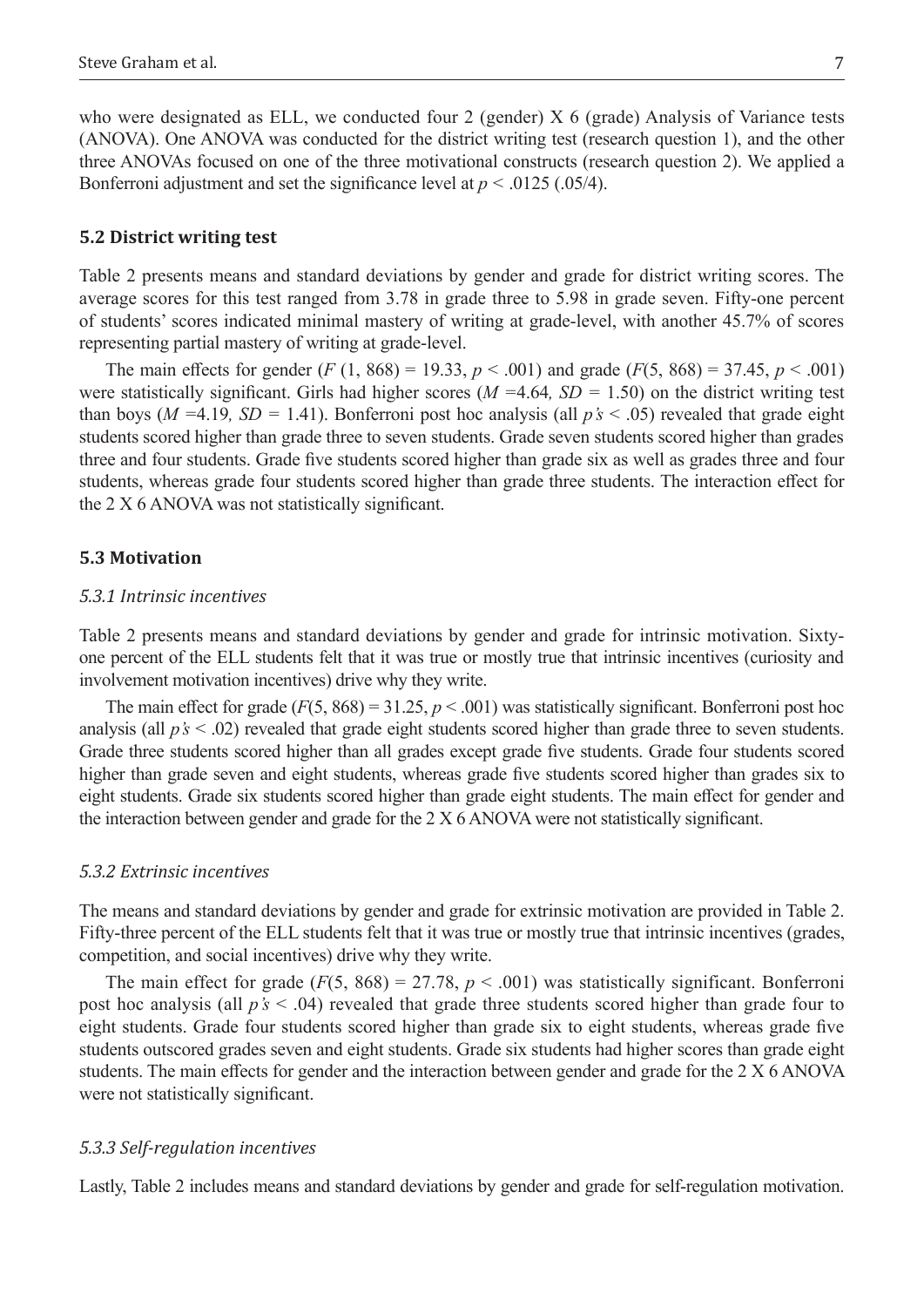who were designated as ELL, we conducted four 2 (gender) X 6 (grade) Analysis of Variance tests (ANOVA). One ANOVA was conducted for the district writing test (research question 1), and the other three ANOVAs focused on one of the three motivational constructs (research question 2). We applied a Bonferroni adjustment and set the significance level at $p < .0125$ (.05/4).

### 5.2 District writing test

Table 2 presents means and standard deviations by gender and grade for district writing scores. The average scores for this test ranged from 3.78 in grade three to 5.98 in grade seven. Fifty-one percent of students' scores indicated minimal mastery of writing at grade-level, with another 45.7% of scores representing partial mastery of writing at grade-level.

The main effects for gender ($F$ (1, 868) = 19.33, $p < .001$) and grade ($F$(5, 868) = 37.45, $p < .001$) were statistically significant. Girls had higher scores ($M$ =4.64*,* $SD$ = 1.50) on the district writing test than boys ($M$ =4.19*,* $SD$ = 1.41). Bonferroni post hoc analysis (all $p$*'s* < .05) revealed that grade eight students scored higher than grade three to seven students. Grade seven students scored higher than grades three and four students. Grade five students scored higher than grade six as well as grades three and four students, whereas grade four students scored higher than grade three students. The interaction effect for the 2 X 6 ANOVA was not statistically significant.

### 5.3 Motivation

#### *5.3.1 Intrinsic incentives*

Table 2 presents means and standard deviations by gender and grade for intrinsic motivation. Sixty-one percent of the ELL students felt that it was true or mostly true that intrinsic incentives (curiosity and involvement motivation incentives) drive why they write.

The main effect for grade ($F$(5, 868) = 31.25, $p < .001$) was statistically significant. Bonferroni post hoc analysis (all $p$*'s* < .02) revealed that grade eight students scored higher than grade three to seven students. Grade three students scored higher than all grades except grade five students. Grade four students scored higher than grade seven and eight students, whereas grade five students scored higher than grades six to eight students. Grade six students scored higher than grade eight students. The main effect for gender and the interaction between gender and grade for the 2 X 6 ANOVA were not statistically significant.

#### *5.3.2 Extrinsic incentives*

The means and standard deviations by gender and grade for extrinsic motivation are provided in Table 2. Fifty-three percent of the ELL students felt that it was true or mostly true that intrinsic incentives (grades, competition, and social incentives) drive why they write.

The main effect for grade ($F$(5, 868) = 27.78, $p < .001$) was statistically significant. Bonferroni post hoc analysis (all $p$*'s* < .04) revealed that grade three students scored higher than grade four to eight students. Grade four students scored higher than grade six to eight students, whereas grade five students outscored grades seven and eight students. Grade six students had higher scores than grade eight students. The main effects for gender and the interaction between gender and grade for the 2 X 6 ANOVA were not statistically significant.

#### *5.3.3 Self-regulation incentives*

Lastly, Table 2 includes means and standard deviations by gender and grade for self-regulation motivation.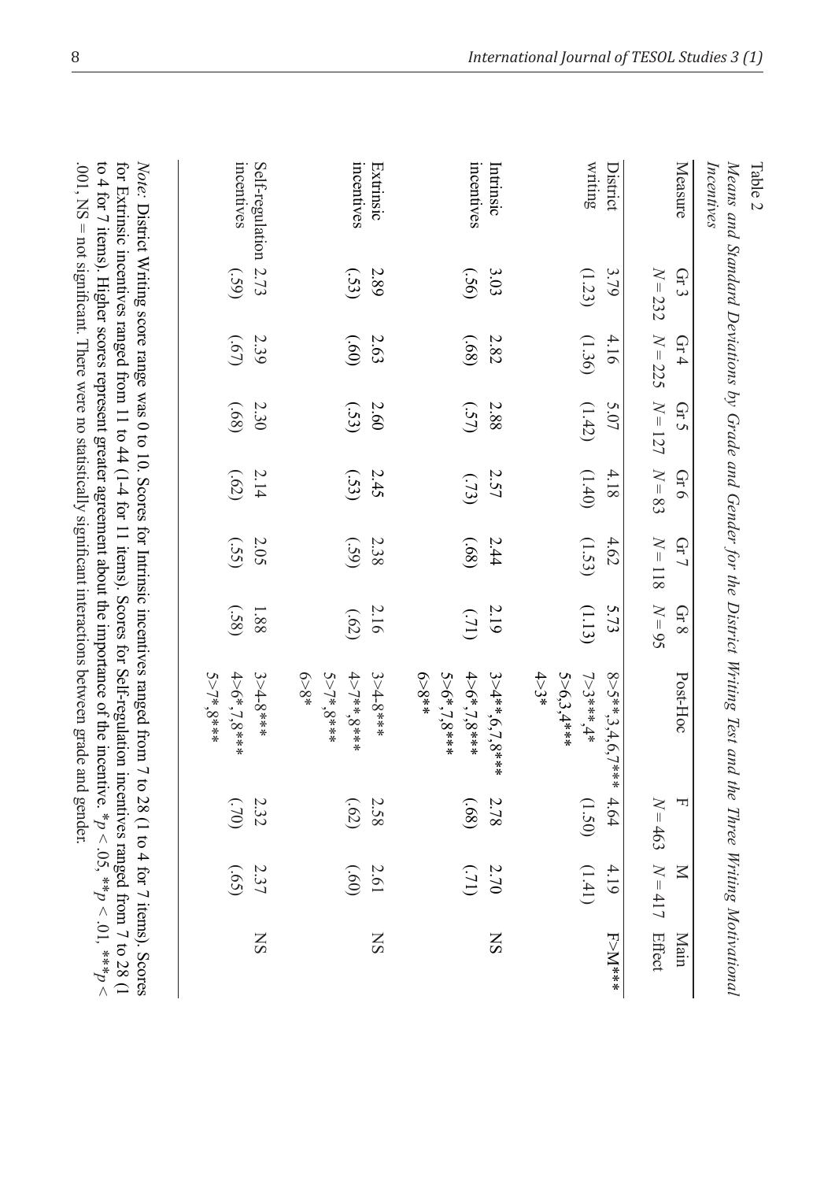Table 2

*Means and Standard Deviations by Grade and Gender for the District Writing Test and the Three Writing Motivational Incentives*

| Measure | Gr 3 $N = 232$ | Gr 4 $N = 225$ | Gr 5 $N = 127$ | Gr 6 $N = 83$ | Gr 7 $N = 118$ | Gr 8 $N = 95$ | Post-Hoc | F $N = 463$ | M $N = 417$ | Main Effect |
|---|---|---|---|---|---|---|---|---|---|---|
| District writing | 3.79 (1.23) | 4.16 (1.36) | 5.07 (1.42) | 4.18 (1.40) | 4.62 (1.53) | 5.73 (1.13) | 8>5**,3,4,6,7*** 7>3***,4* 5>6,3,4*** 4>3* | 4.64 (1.50) | 4.19 (1.41) | F>M*** |
| Intrinsic incentives | 3.03 (.56) | 2.82 (.68) | 2.88 (.57) | 2.57 (.73) | 2.44 (.68) | 2.19 (.71) | 3>4**,6,7,8*** 4>6*,7,8*** 5>6*,7,8*** 6>8** | 2.78 (.68) | 2.70 (.71) | NS |
| Extrinsic incentives | 2.89 (.53) | 2.63 (.60) | 2.60 (.53) | 2.45 (.53) | 2.38 (.59) | 2.16 (.62) | 3>4-8*** 4>7**,8*** 5>7*,8*** 6>8* | 2.58 (.62) | 2.61 (.60) | NS |
| Self-regulation incentives | 2.73 (.59) | 2.39 (.67) | 2.30 (.68) | 2.14 (.62) | 2.05 (.55) | 1.88 (.58) | 3>4-8*** 4>6*,7,8*** 5>7*,8*** | 2.32 (.70) | 2.37 (.65) | NS |

*Note:* District Writing score range was 0 to 10. Scores for Intrinsic incentives ranged from 7 to 28 (1 to 4 for 7 items). Scores for Extrinsic incentives ranged from 11 to 44 (1-4 for 11 items). Scores for Self-regulation incentives ranged from 7 to 28 (1 to 4 for 7 items). Higher scores represent greater agreement about the importance of the incentive. *$p < .05$, **$p < .01$, ***$p < .001$, NS = not significant. There were no statistically significant interactions between grade and gender.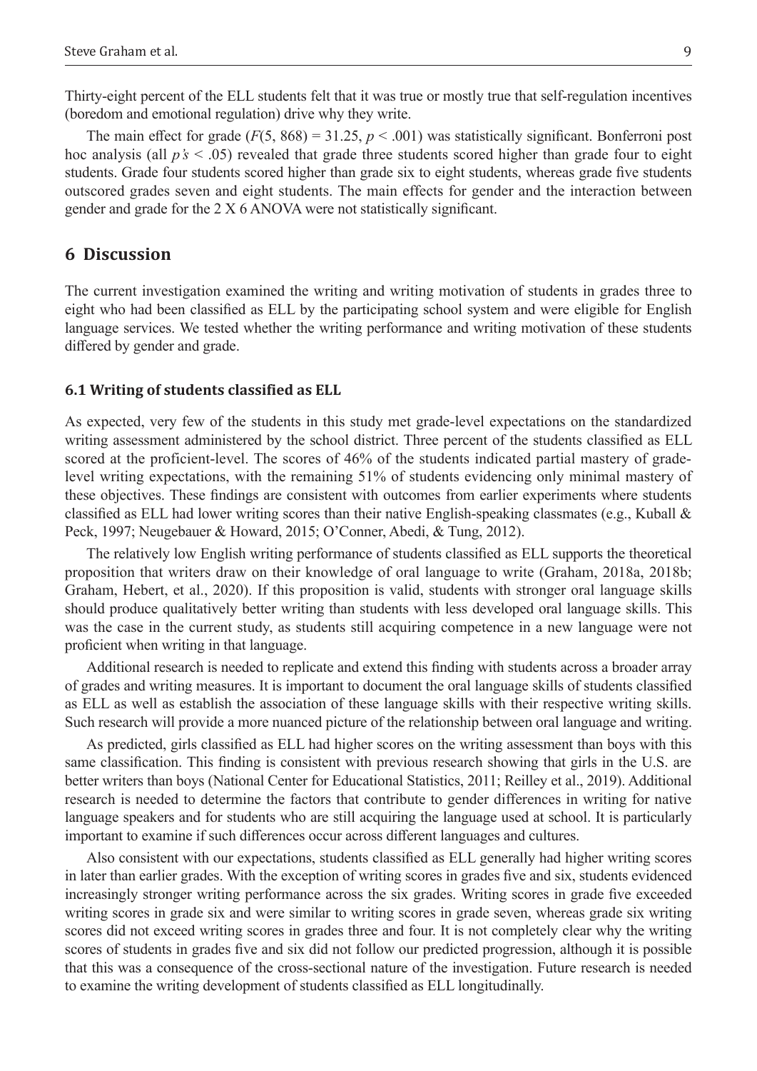Thirty-eight percent of the ELL students felt that it was true or mostly true that self-regulation incentives (boredom and emotional regulation) drive why they write.

The main effect for grade ($F(5, 868) = 31.25$, $p < .001$) was statistically significant. Bonferroni post hoc analysis (all $p$*'s* $< .05$) revealed that grade three students scored higher than grade four to eight students. Grade four students scored higher than grade six to eight students, whereas grade five students outscored grades seven and eight students. The main effects for gender and the interaction between gender and grade for the 2 X 6 ANOVA were not statistically significant.

## 6 Discussion

The current investigation examined the writing and writing motivation of students in grades three to eight who had been classified as ELL by the participating school system and were eligible for English language services. We tested whether the writing performance and writing motivation of these students differed by gender and grade.

### 6.1 Writing of students classified as ELL

As expected, very few of the students in this study met grade-level expectations on the standardized writing assessment administered by the school district. Three percent of the students classified as ELL scored at the proficient-level. The scores of 46% of the students indicated partial mastery of grade-level writing expectations, with the remaining 51% of students evidencing only minimal mastery of these objectives. These findings are consistent with outcomes from earlier experiments where students classified as ELL had lower writing scores than their native English-speaking classmates (e.g., Kuball & Peck, 1997; Neugebauer & Howard, 2015; O'Conner, Abedi, & Tung, 2012).

The relatively low English writing performance of students classified as ELL supports the theoretical proposition that writers draw on their knowledge of oral language to write (Graham, 2018a, 2018b; Graham, Hebert, et al., 2020). If this proposition is valid, students with stronger oral language skills should produce qualitatively better writing than students with less developed oral language skills. This was the case in the current study, as students still acquiring competence in a new language were not proficient when writing in that language.

Additional research is needed to replicate and extend this finding with students across a broader array of grades and writing measures. It is important to document the oral language skills of students classified as ELL as well as establish the association of these language skills with their respective writing skills. Such research will provide a more nuanced picture of the relationship between oral language and writing.

As predicted, girls classified as ELL had higher scores on the writing assessment than boys with this same classification. This finding is consistent with previous research showing that girls in the U.S. are better writers than boys (National Center for Educational Statistics, 2011; Reilley et al., 2019). Additional research is needed to determine the factors that contribute to gender differences in writing for native language speakers and for students who are still acquiring the language used at school. It is particularly important to examine if such differences occur across different languages and cultures.

Also consistent with our expectations, students classified as ELL generally had higher writing scores in later than earlier grades. With the exception of writing scores in grades five and six, students evidenced increasingly stronger writing performance across the six grades. Writing scores in grade five exceeded writing scores in grade six and were similar to writing scores in grade seven, whereas grade six writing scores did not exceed writing scores in grades three and four. It is not completely clear why the writing scores of students in grades five and six did not follow our predicted progression, although it is possible that this was a consequence of the cross-sectional nature of the investigation. Future research is needed to examine the writing development of students classified as ELL longitudinally.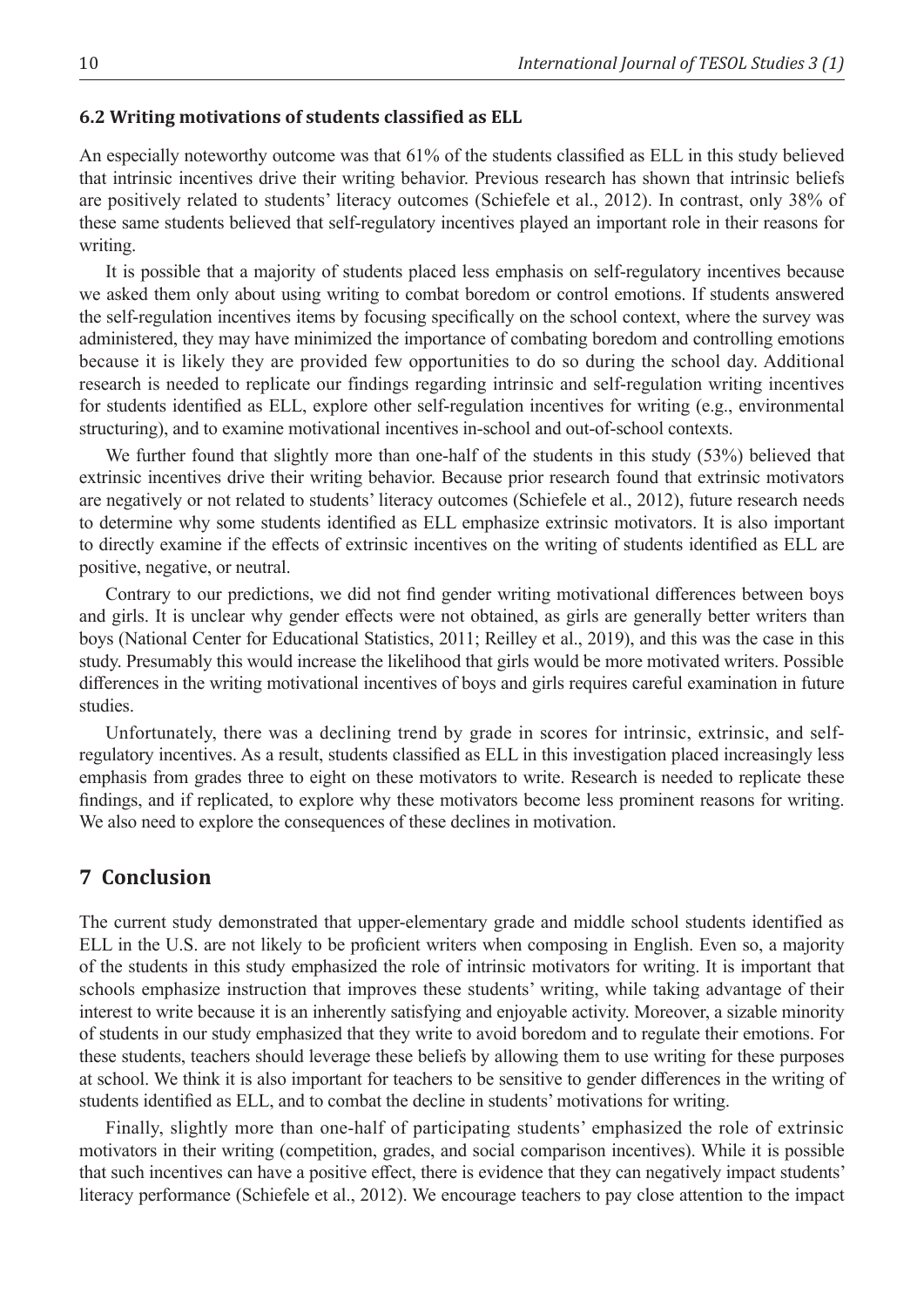### 6.2 Writing motivations of students classified as ELL

An especially noteworthy outcome was that 61% of the students classified as ELL in this study believed that intrinsic incentives drive their writing behavior. Previous research has shown that intrinsic beliefs are positively related to students' literacy outcomes (Schiefele et al., 2012). In contrast, only 38% of these same students believed that self-regulatory incentives played an important role in their reasons for writing.

It is possible that a majority of students placed less emphasis on self-regulatory incentives because we asked them only about using writing to combat boredom or control emotions. If students answered the self-regulation incentives items by focusing specifically on the school context, where the survey was administered, they may have minimized the importance of combating boredom and controlling emotions because it is likely they are provided few opportunities to do so during the school day. Additional research is needed to replicate our findings regarding intrinsic and self-regulation writing incentives for students identified as ELL, explore other self-regulation incentives for writing (e.g., environmental structuring), and to examine motivational incentives in-school and out-of-school contexts.

We further found that slightly more than one-half of the students in this study (53%) believed that extrinsic incentives drive their writing behavior. Because prior research found that extrinsic motivators are negatively or not related to students' literacy outcomes (Schiefele et al., 2012), future research needs to determine why some students identified as ELL emphasize extrinsic motivators. It is also important to directly examine if the effects of extrinsic incentives on the writing of students identified as ELL are positive, negative, or neutral.

Contrary to our predictions, we did not find gender writing motivational differences between boys and girls. It is unclear why gender effects were not obtained, as girls are generally better writers than boys (National Center for Educational Statistics, 2011; Reilley et al., 2019), and this was the case in this study. Presumably this would increase the likelihood that girls would be more motivated writers. Possible differences in the writing motivational incentives of boys and girls requires careful examination in future studies.

Unfortunately, there was a declining trend by grade in scores for intrinsic, extrinsic, and self-regulatory incentives. As a result, students classified as ELL in this investigation placed increasingly less emphasis from grades three to eight on these motivators to write. Research is needed to replicate these findings, and if replicated, to explore why these motivators become less prominent reasons for writing. We also need to explore the consequences of these declines in motivation.

## 7 Conclusion

The current study demonstrated that upper-elementary grade and middle school students identified as ELL in the U.S. are not likely to be proficient writers when composing in English. Even so, a majority of the students in this study emphasized the role of intrinsic motivators for writing. It is important that schools emphasize instruction that improves these students' writing, while taking advantage of their interest to write because it is an inherently satisfying and enjoyable activity. Moreover, a sizable minority of students in our study emphasized that they write to avoid boredom and to regulate their emotions. For these students, teachers should leverage these beliefs by allowing them to use writing for these purposes at school. We think it is also important for teachers to be sensitive to gender differences in the writing of students identified as ELL, and to combat the decline in students' motivations for writing.

Finally, slightly more than one-half of participating students' emphasized the role of extrinsic motivators in their writing (competition, grades, and social comparison incentives). While it is possible that such incentives can have a positive effect, there is evidence that they can negatively impact students' literacy performance (Schiefele et al., 2012). We encourage teachers to pay close attention to the impact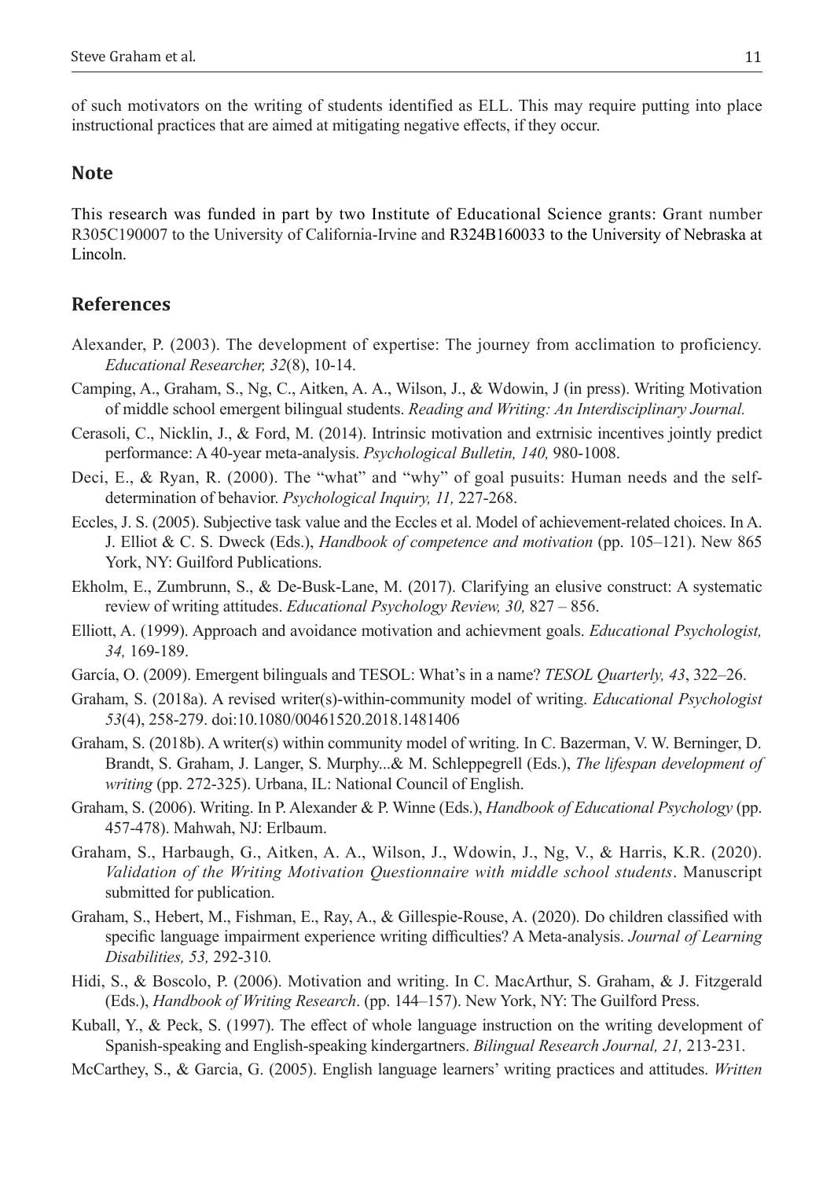of such motivators on the writing of students identified as ELL. This may require putting into place instructional practices that are aimed at mitigating negative effects, if they occur.

## Note

This research was funded in part by two Institute of Educational Science grants: Grant number R305C190007 to the University of California-Irvine and R324B160033 to the University of Nebraska at Lincoln.

## References

Alexander, P. (2003). The development of expertise: The journey from acclimation to proficiency. *Educational Researcher, 32*(8), 10-14.

Camping, A., Graham, S., Ng, C., Aitken, A. A., Wilson, J., & Wdowin, J (in press). Writing Motivation of middle school emergent bilingual students. *Reading and Writing: An Interdisciplinary Journal.*

Cerasoli, C., Nicklin, J., & Ford, M. (2014). Intrinsic motivation and extrnisic incentives jointly predict performance: A 40-year meta-analysis. *Psychological Bulletin, 140,* 980-1008.

Deci, E., & Ryan, R. (2000). The "what" and "why" of goal pusuits: Human needs and the self-determination of behavior. *Psychological Inquiry, 11,* 227-268.

Eccles, J. S. (2005). Subjective task value and the Eccles et al. Model of achievement-related choices. In A. J. Elliot & C. S. Dweck (Eds.), *Handbook of competence and motivation* (pp. 105–121). New 865 York, NY: Guilford Publications.

Ekholm, E., Zumbrunn, S., & De-Busk-Lane, M. (2017). Clarifying an elusive construct: A systematic review of writing attitudes. *Educational Psychology Review, 30,* 827 – 856.

Elliott, A. (1999). Approach and avoidance motivation and achievment goals. *Educational Psychologist, 34,* 169-189.

García, O. (2009). Emergent bilinguals and TESOL: What's in a name? *TESOL Quarterly, 43*, 322–26.

Graham, S. (2018a). A revised writer(s)-within-community model of writing. *Educational Psychologist 53*(4), 258-279. doi:10.1080/00461520.2018.1481406

Graham, S. (2018b). A writer(s) within community model of writing. In C. Bazerman, V. W. Berninger, D. Brandt, S. Graham, J. Langer, S. Murphy...& M. Schleppegrell (Eds.), *The lifespan development of writing* (pp. 272-325). Urbana, IL: National Council of English.

Graham, S. (2006). Writing. In P. Alexander & P. Winne (Eds.), *Handbook of Educational Psychology* (pp. 457-478). Mahwah, NJ: Erlbaum.

Graham, S., Harbaugh, G., Aitken, A. A., Wilson, J., Wdowin, J., Ng, V., & Harris, K.R. (2020). *Validation of the Writing Motivation Questionnaire with middle school students*. Manuscript submitted for publication.

Graham, S., Hebert, M., Fishman, E., Ray, A., & Gillespie-Rouse, A. (2020). Do children classified with specific language impairment experience writing difficulties? A Meta-analysis. *Journal of Learning Disabilities, 53,* 292-310*.*

Hidi, S., & Boscolo, P. (2006). Motivation and writing. In C. MacArthur, S. Graham, & J. Fitzgerald (Eds.), *Handbook of Writing Research*. (pp. 144–157). New York, NY: The Guilford Press.

Kuball, Y., & Peck, S. (1997). The effect of whole language instruction on the writing development of Spanish-speaking and English-speaking kindergartners. *Bilingual Research Journal, 21,* 213-231.

McCarthey, S., & Garcia, G. (2005). English language learners' writing practices and attitudes. *Written*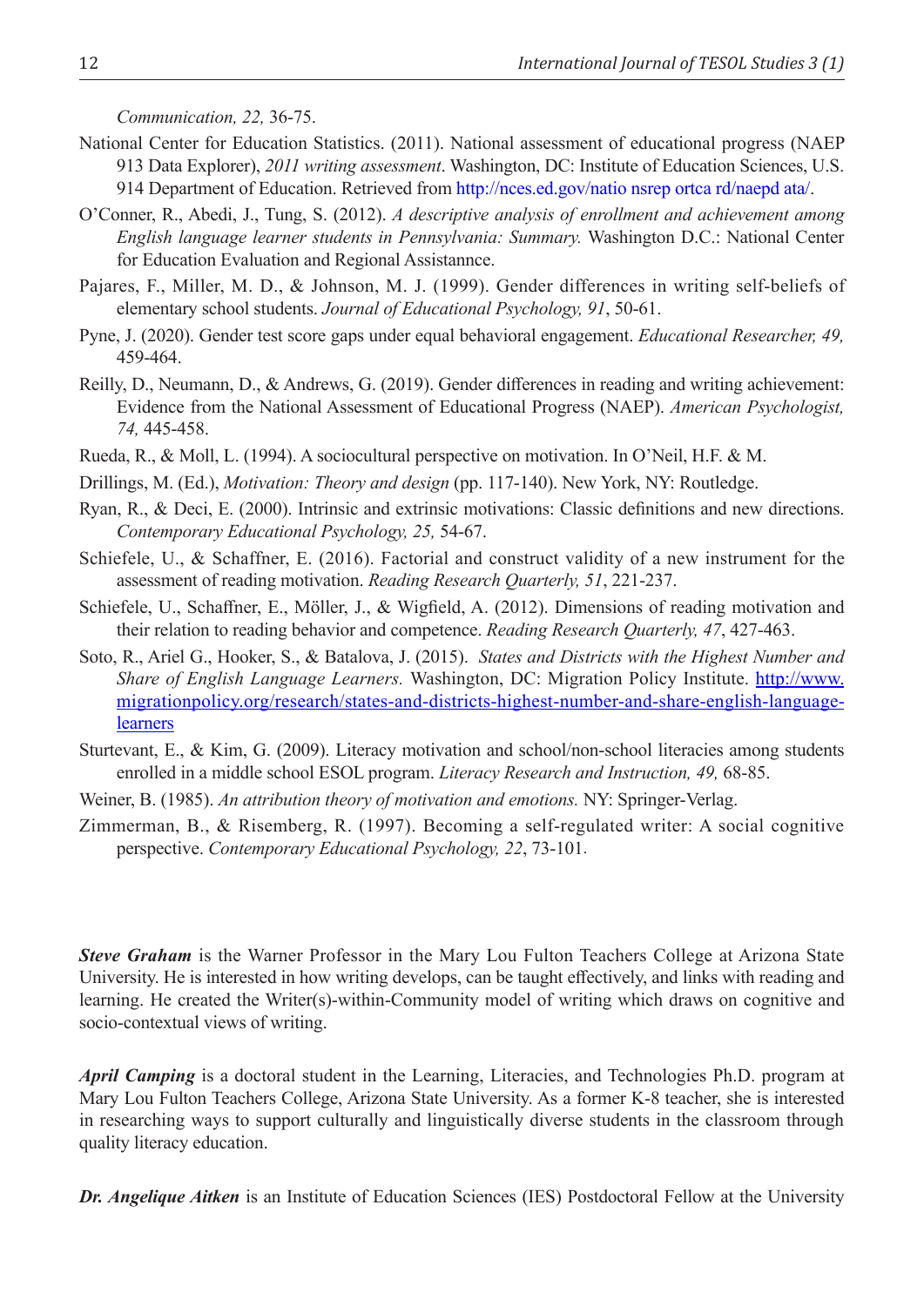*Communication, 22,* 36-75.

National Center for Education Statistics. (2011). National assessment of educational progress (NAEP 913 Data Explorer), *2011 writing assessment*. Washington, DC: Institute of Education Sciences, U.S. 914 Department of Education. Retrieved from http://nces.ed.gov/natio nsrep ortca rd/naepd ata/.

O'Conner, R., Abedi, J., Tung, S. (2012). *A descriptive analysis of enrollment and achievement among English language learner students in Pennsylvania: Summary.* Washington D.C.: National Center for Education Evaluation and Regional Assistannce.

Pajares, F., Miller, M. D., & Johnson, M. J. (1999). Gender differences in writing self-beliefs of elementary school students. *Journal of Educational Psychology, 91*, 50-61.

Pyne, J. (2020). Gender test score gaps under equal behavioral engagement. *Educational Researcher, 49,* 459-464.

Reilly, D., Neumann, D., & Andrews, G. (2019). Gender differences in reading and writing achievement: Evidence from the National Assessment of Educational Progress (NAEP). *American Psychologist, 74,* 445-458.

Rueda, R., & Moll, L. (1994). A sociocultural perspective on motivation. In O'Neil, H.F. & M.

Drillings, M. (Ed.), *Motivation: Theory and design* (pp. 117-140). New York, NY: Routledge.

Ryan, R., & Deci, E. (2000). Intrinsic and extrinsic motivations: Classic definitions and new directions. *Contemporary Educational Psychology, 25,* 54-67.

Schiefele, U., & Schaffner, E. (2016). Factorial and construct validity of a new instrument for the assessment of reading motivation. *Reading Research Quarterly, 51*, 221-237.

Schiefele, U., Schaffner, E., Möller, J., & Wigfield, A. (2012). Dimensions of reading motivation and their relation to reading behavior and competence. *Reading Research Quarterly, 47*, 427-463.

Soto, R., Ariel G., Hooker, S., & Batalova, J. (2015). *States and Districts with the Highest Number and Share of English Language Learners.* Washington, DC: Migration Policy Institute. http://www.migrationpolicy.org/research/states-and-districts-highest-number-and-share-english-language-learners

Sturtevant, E., & Kim, G. (2009). Literacy motivation and school/non-school literacies among students enrolled in a middle school ESOL program. *Literacy Research and Instruction, 49,* 68-85.

Weiner, B. (1985). *An attribution theory of motivation and emotions.* NY: Springer-Verlag.

Zimmerman, B., & Risemberg, R. (1997). Becoming a self-regulated writer: A social cognitive perspective. *Contemporary Educational Psychology, 22*, 73-101.

***Steve Graham*** is the Warner Professor in the Mary Lou Fulton Teachers College at Arizona State University. He is interested in how writing develops, can be taught effectively, and links with reading and learning. He created the Writer(s)-within-Community model of writing which draws on cognitive and socio-contextual views of writing.

***April Camping*** is a doctoral student in the Learning, Literacies, and Technologies Ph.D. program at Mary Lou Fulton Teachers College, Arizona State University. As a former K-8 teacher, she is interested in researching ways to support culturally and linguistically diverse students in the classroom through quality literacy education.

***Dr. Angelique Aitken*** is an Institute of Education Sciences (IES) Postdoctoral Fellow at the University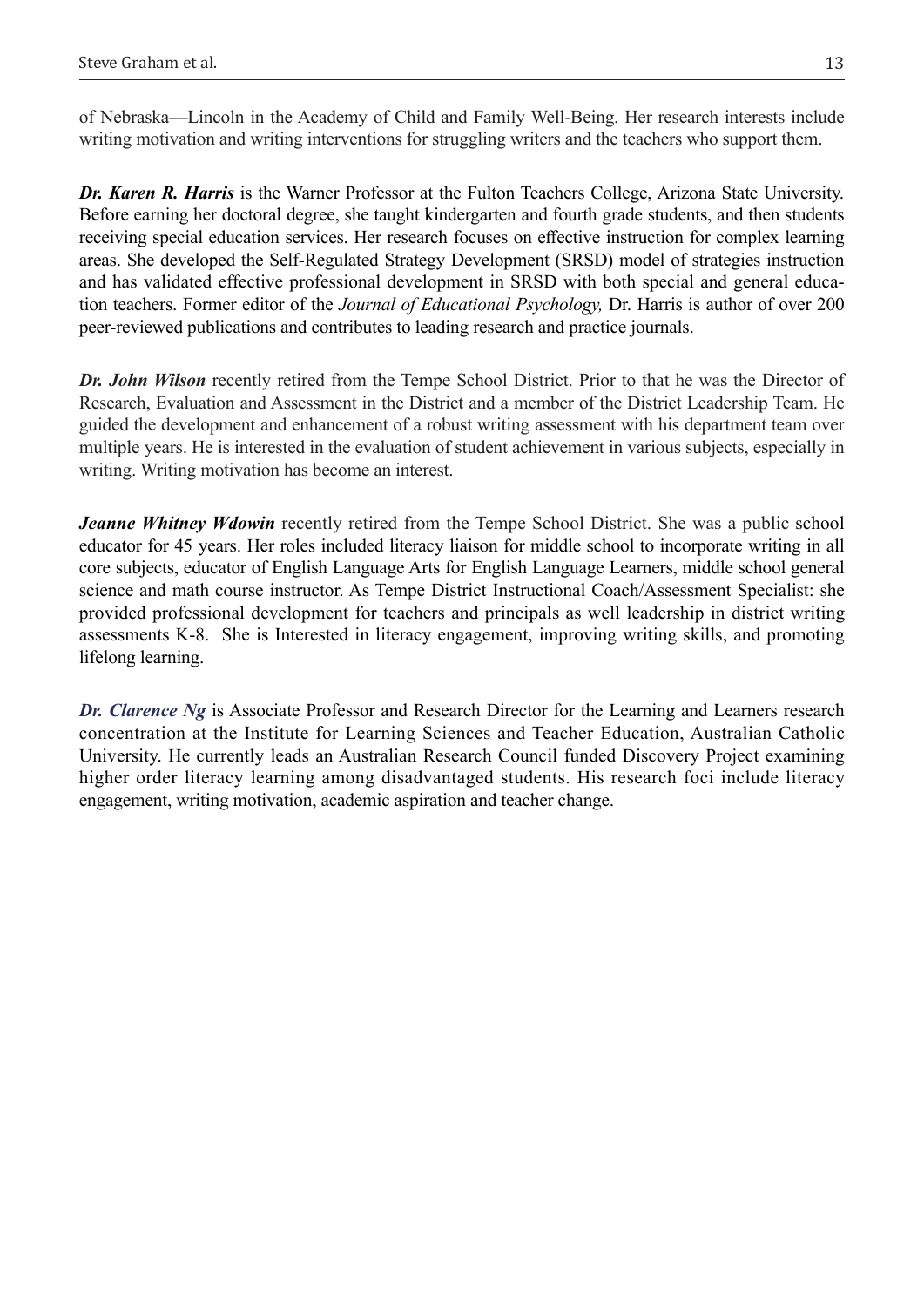of Nebraska—Lincoln in the Academy of Child and Family Well-Being. Her research interests include writing motivation and writing interventions for struggling writers and the teachers who support them.

***Dr. Karen R. Harris*** is the Warner Professor at the Fulton Teachers College, Arizona State University. Before earning her doctoral degree, she taught kindergarten and fourth grade students, and then students receiving special education services. Her research focuses on effective instruction for complex learning areas. She developed the Self-Regulated Strategy Development (SRSD) model of strategies instruction and has validated effective professional development in SRSD with both special and general education teachers. Former editor of the *Journal of Educational Psychology,* Dr. Harris is author of over 200 peer-reviewed publications and contributes to leading research and practice journals.

***Dr. John Wilson*** recently retired from the Tempe School District. Prior to that he was the Director of Research, Evaluation and Assessment in the District and a member of the District Leadership Team. He guided the development and enhancement of a robust writing assessment with his department team over multiple years. He is interested in the evaluation of student achievement in various subjects, especially in writing. Writing motivation has become an interest.

***Jeanne Whitney Wdowin*** recently retired from the Tempe School District. She was a public school educator for 45 years. Her roles included literacy liaison for middle school to incorporate writing in all core subjects, educator of English Language Arts for English Language Learners, middle school general science and math course instructor. As Tempe District Instructional Coach/Assessment Specialist: she provided professional development for teachers and principals as well leadership in district writing assessments K-8. She is Interested in literacy engagement, improving writing skills, and promoting lifelong learning.

***Dr. Clarence Ng*** is Associate Professor and Research Director for the Learning and Learners research concentration at the Institute for Learning Sciences and Teacher Education, Australian Catholic University. He currently leads an Australian Research Council funded Discovery Project examining higher order literacy learning among disadvantaged students. His research foci include literacy engagement, writing motivation, academic aspiration and teacher change.